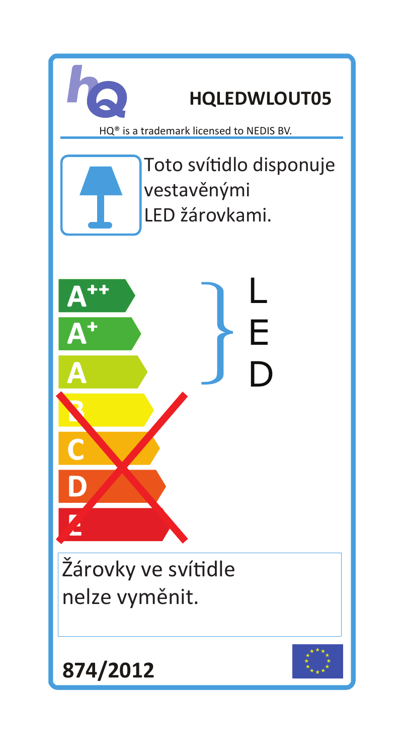**HQLEDWLOUT05**

HQ® is a trademark licensed to NEDIS BV.

Toto svítidlo disponuje vestavěnými LED žárovkami.

A++
A+
A
B
C
D
E

LED

Žárovky ve svítidle nelze vyměnit.

**874/2012**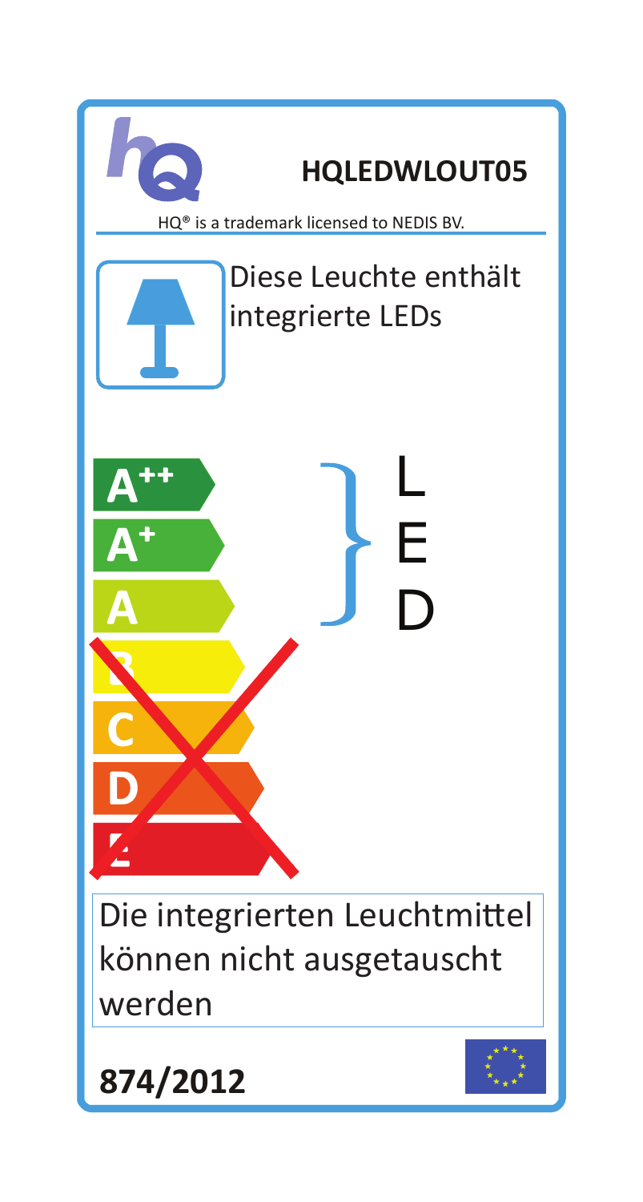# HQLEDWLOUT05

HQ® is a trademark licensed to NEDIS BV.

Diese Leuchte enthält integrierte LEDs

- A++
- A+
- A
- B
- C
- D
- E

LED

Die integrierten Leuchtmittel können nicht ausgetauscht werden

**874/2012**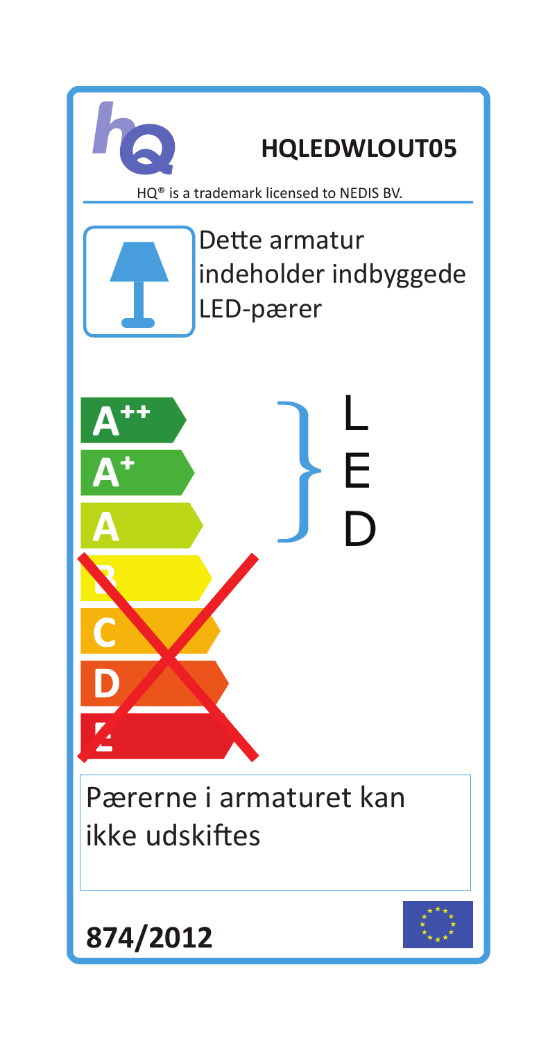**HQLEDWLOUT05**

HQ® is a trademark licensed to NEDIS BV.

Dette armatur indeholder indbyggede LED-pærer

A++
A+
A
B
C
D
E

LED

Pærerne i armaturet kan ikke udskiftes

**874/2012**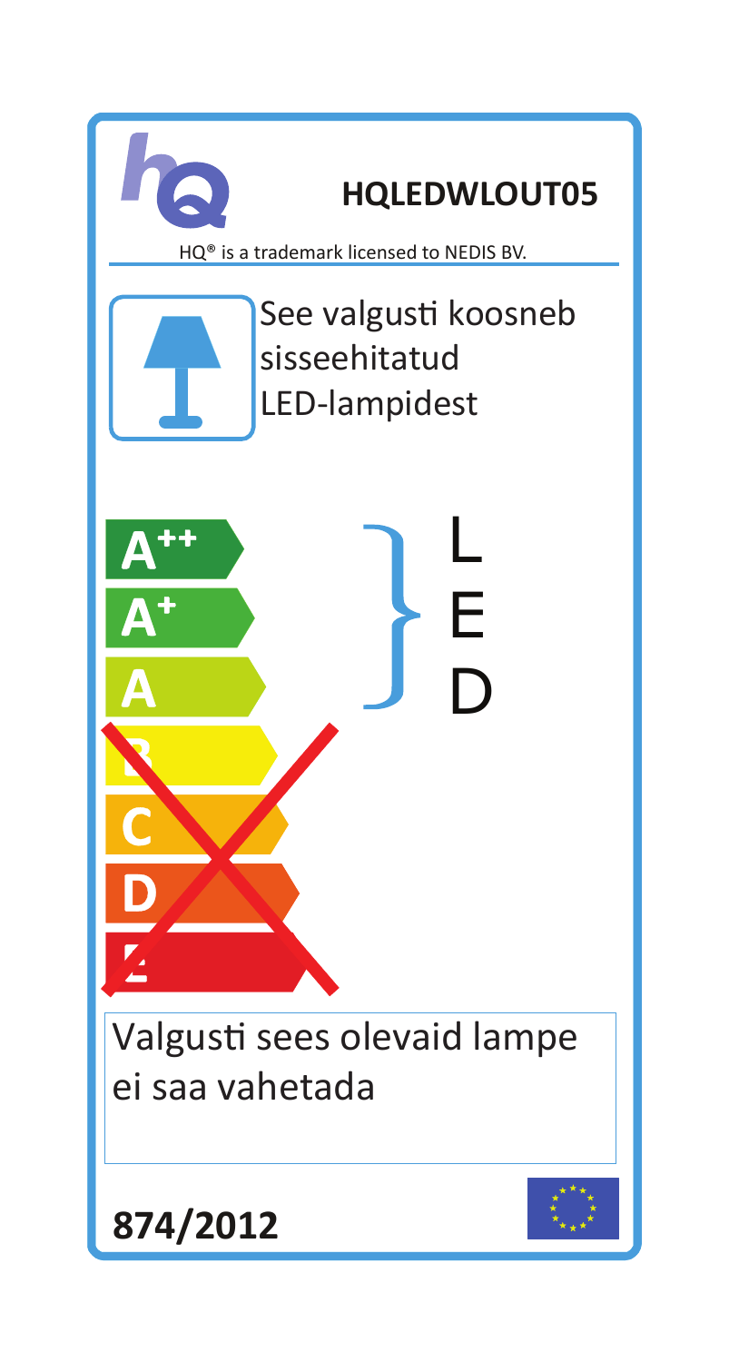# HQLEDWLOUT05

HQ® is a trademark licensed to NEDIS BV.

See valgusti koosneb sisseehitatud LED-lampidest

A++
A+
A
B
C
D
E

LED

Valgusti sees olevaid lampe ei saa vahetada

**874/2012**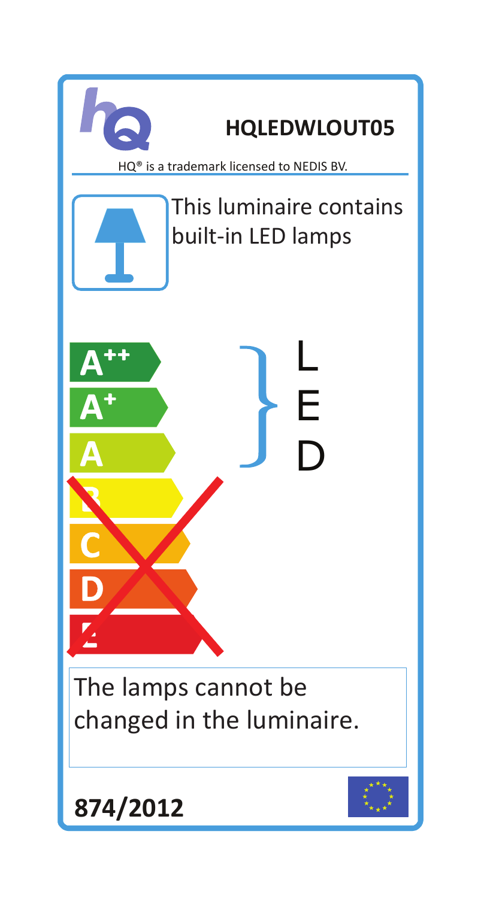## HQLEDWLOUT05

HQ® is a trademark licensed to NEDIS BV.

This luminaire contains built-in LED lamps

A++
A+
A
B
C
D
E

LED

The lamps cannot be changed in the luminaire.

**874/2012**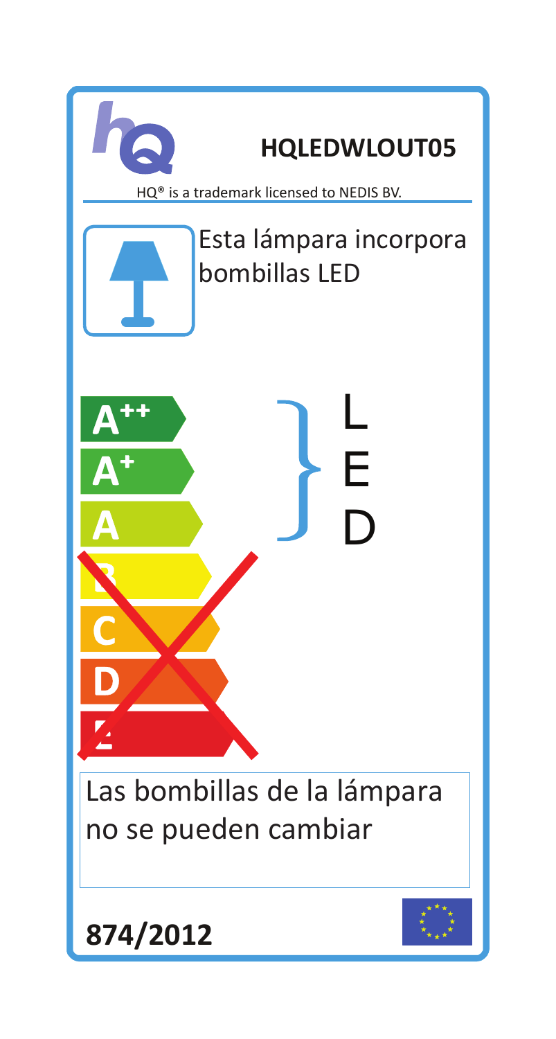# HQLEDWLOUT05

HQ® is a trademark licensed to NEDIS BV.

Esta lámpara incorpora bombillas LED

A++
A+
A
B
C
D
E

LED

Las bombillas de la lámpara no se pueden cambiar

**874/2012**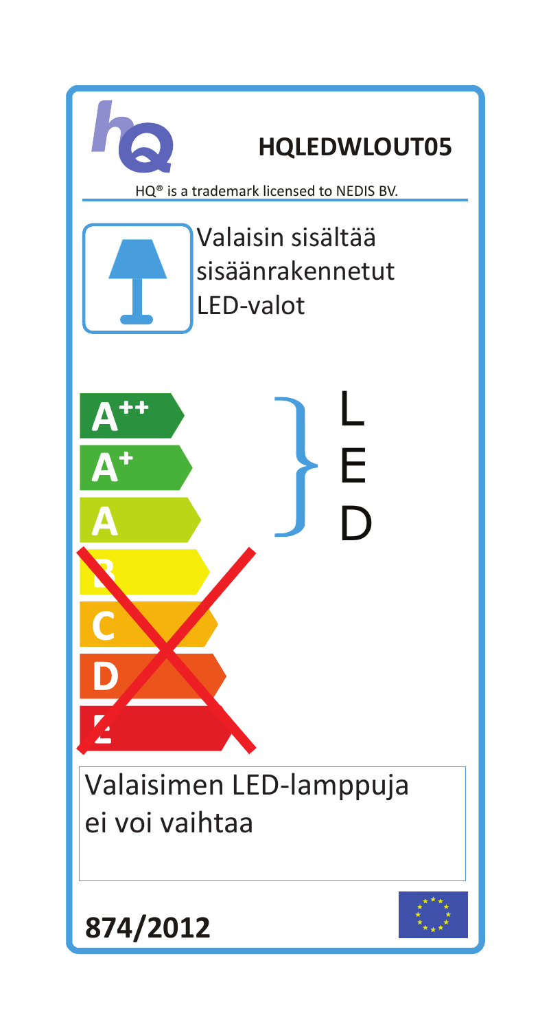## HQLEDWLOUT05

HQ® is a trademark licensed to NEDIS BV.

Valaisin sisältää sisäänrakennetut LED-valot

A++
A+
A
B
C
D
E

LED

Valaisimen LED-lamppuja ei voi vaihtaa

**874/2012**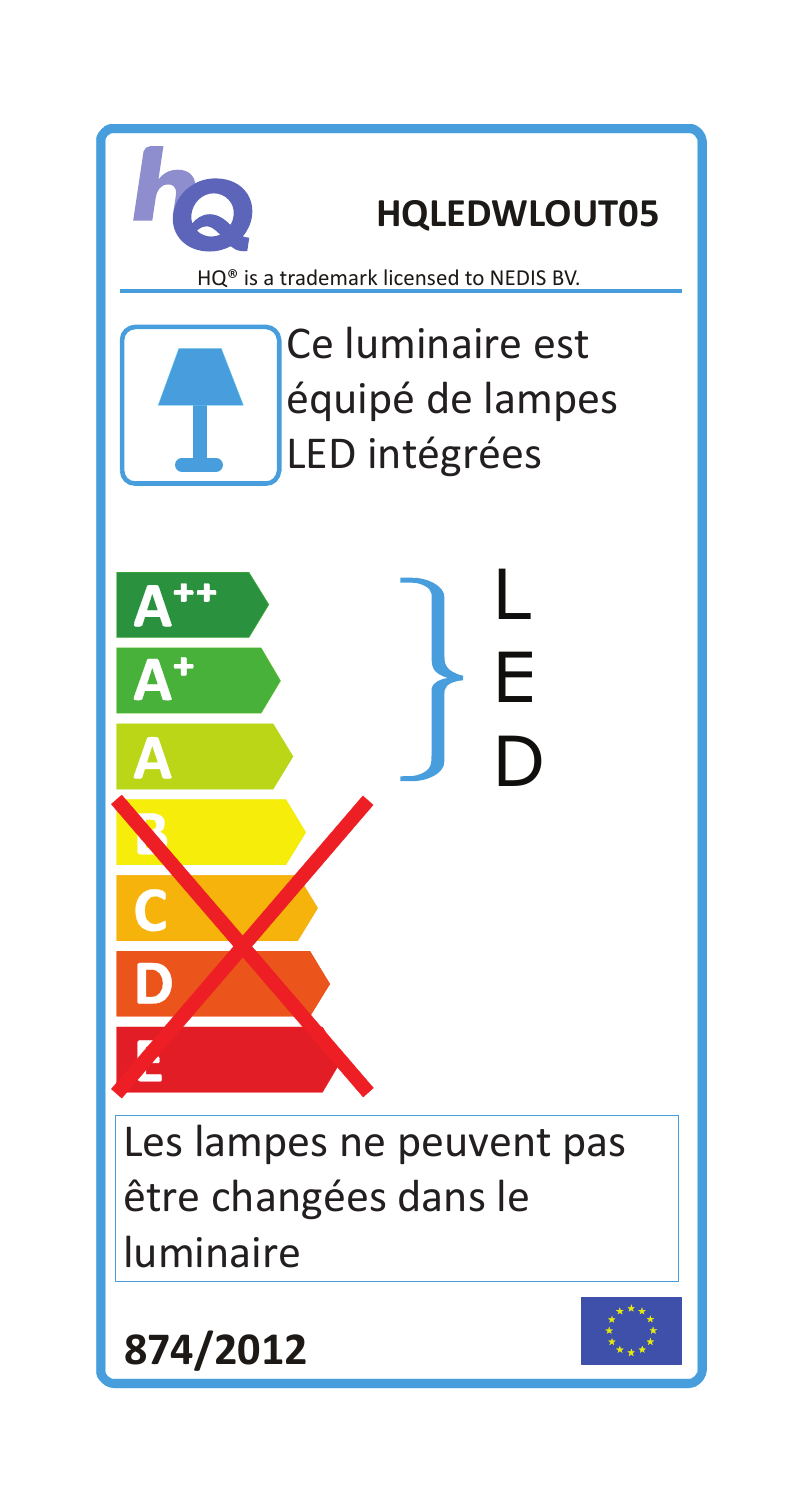# HQLEDWLOUT05

HQ® is a trademark licensed to NEDIS BV.

Ce luminaire est équipé de lampes LED intégrées

A++
A+
A
B
C
D
E

LED

Les lampes ne peuvent pas être changées dans le luminaire

**874/2012**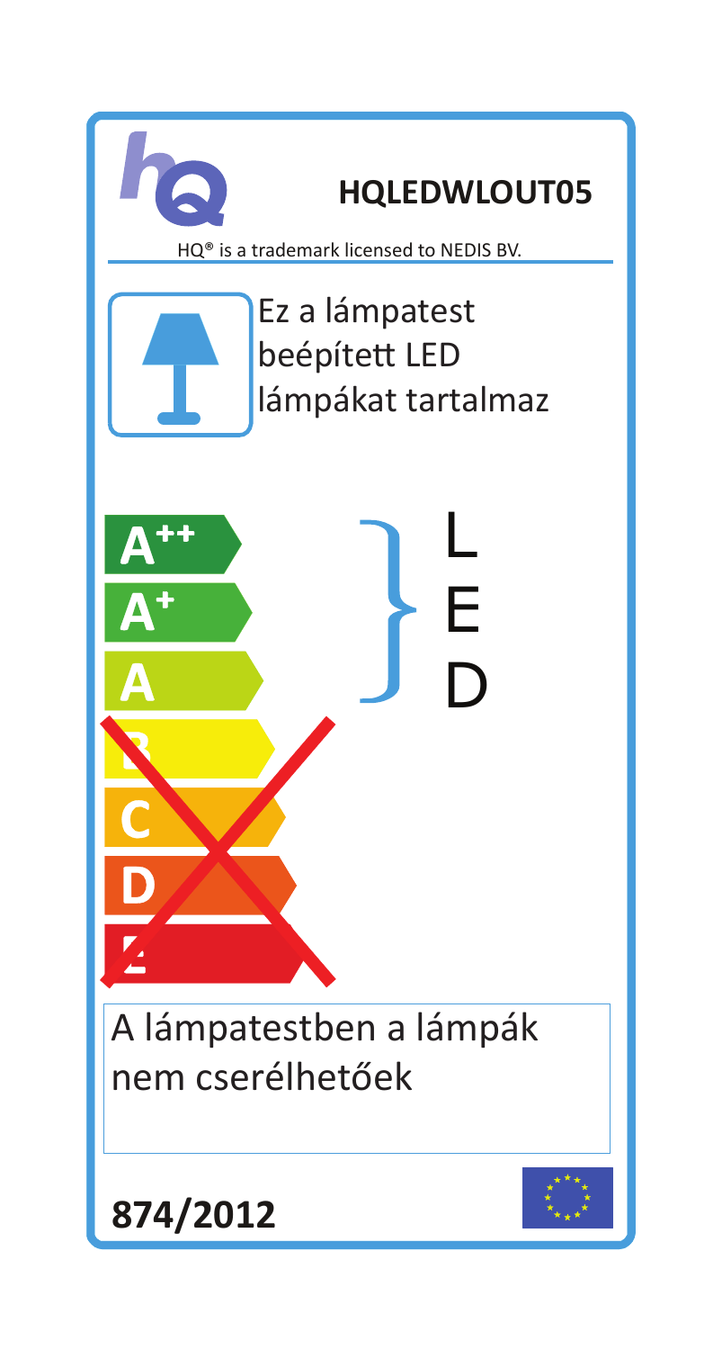**HQLEDWLOUT05**

HQ® is a trademark licensed to NEDIS BV.

Ez a lámpatest beépített LED lámpákat tartalmaz

A++
A+
A
B
C
D
E

LED

A lámpatestben a lámpák nem cserélhetőek

**874/2012**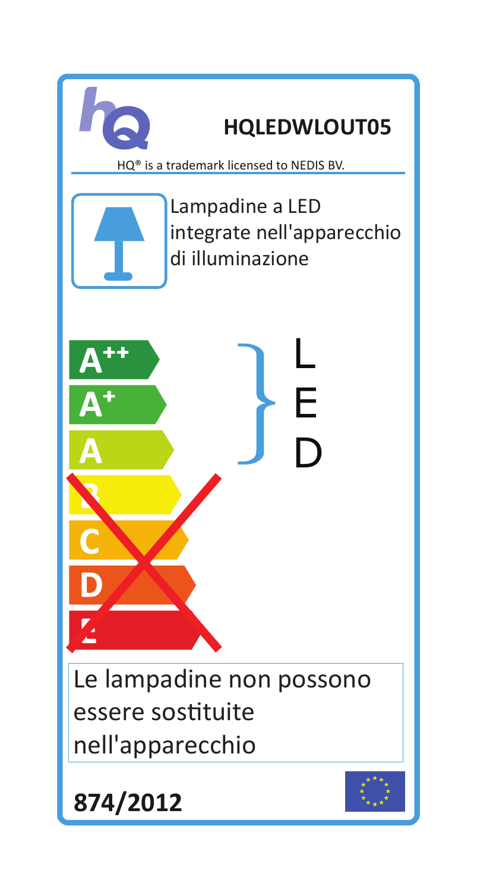# HQLEDWLOUT05

HQ® is a trademark licensed to NEDIS BV.

Lampadine a LED integrate nell'apparecchio di illuminazione

- A++
- A+
- A
- B
- C
- D
- E

LED

Le lampadine non possono essere sostituite nell'apparecchio

**874/2012**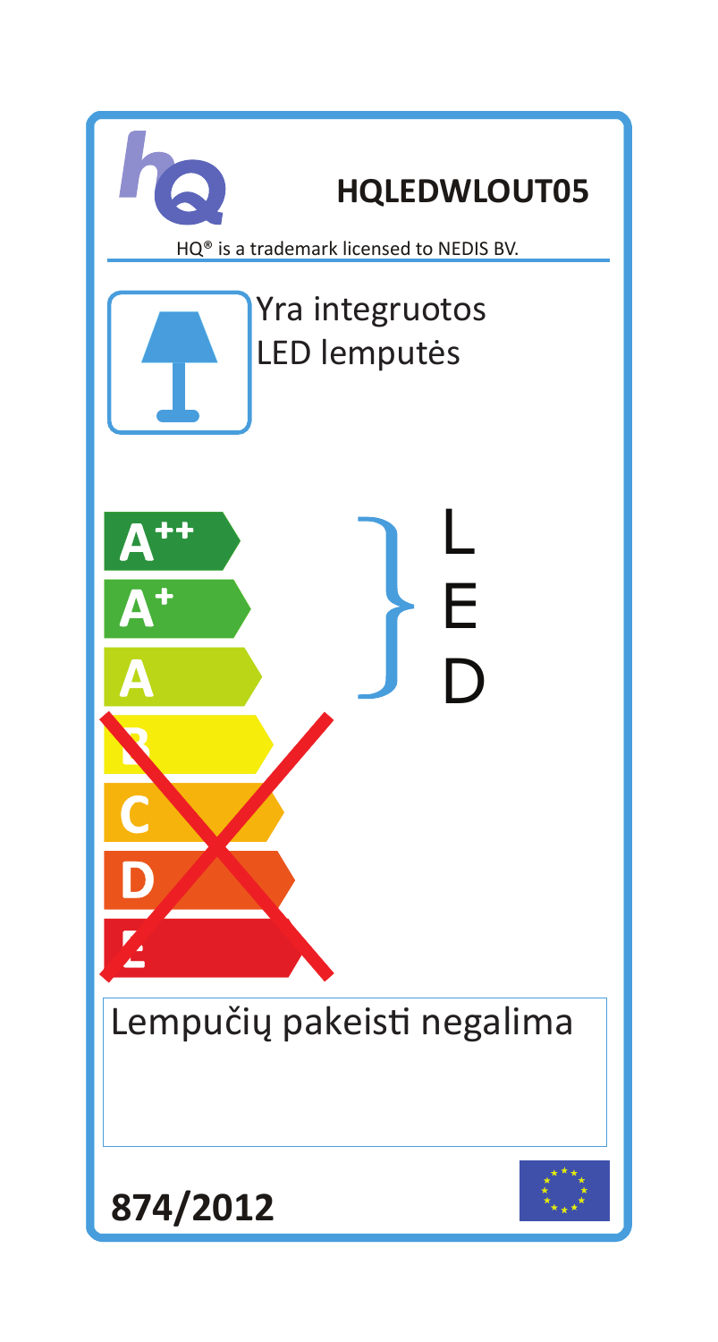# HQLEDWLOUT05

HQ® is a trademark licensed to NEDIS BV.

Yra integruotos LED lemputės

A++
A+
A
B
C
D
E

LED

Lempučių pakeisti negalima

**874/2012**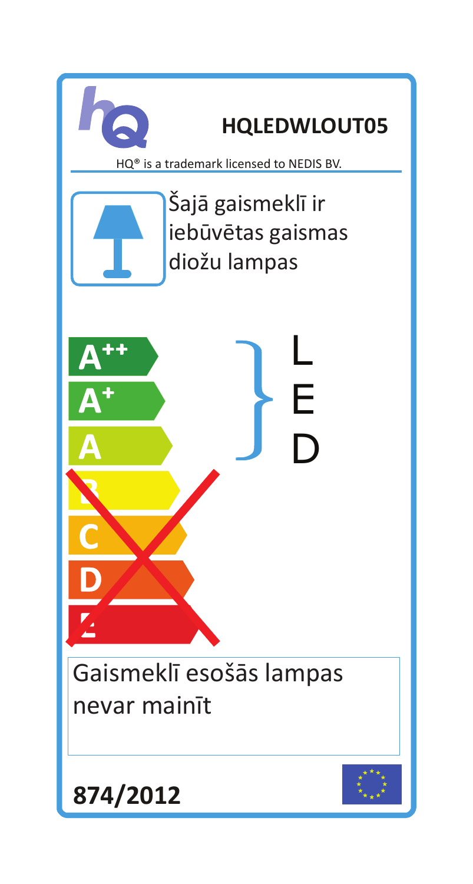**HQLEDWLOUT05**

HQ® is a trademark licensed to NEDIS BV.

Šajā gaismeklī ir iebūvētas gaismas diožu lampas

A++
A+
A
B
C
D
E

LED

Gaismeklī esošās lampas nevar mainīt

**874/2012**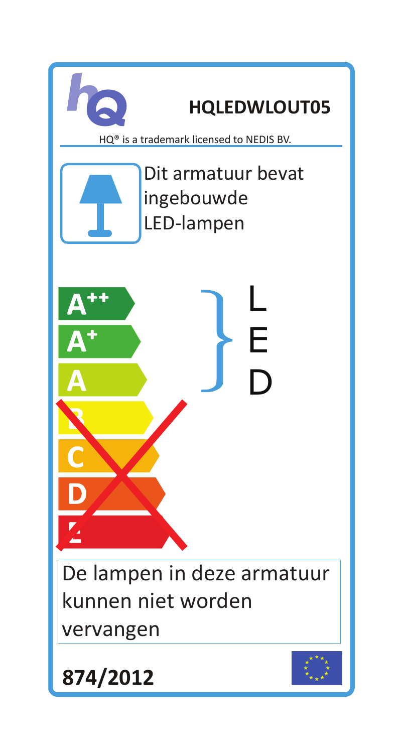**HQLEDWLOUT05**

HQ® is a trademark licensed to NEDIS BV.

Dit armatuur bevat ingebouwde LED-lampen

A++
A+
A
B
C
D
E

LED

De lampen in deze armatuur kunnen niet worden vervangen

**874/2012**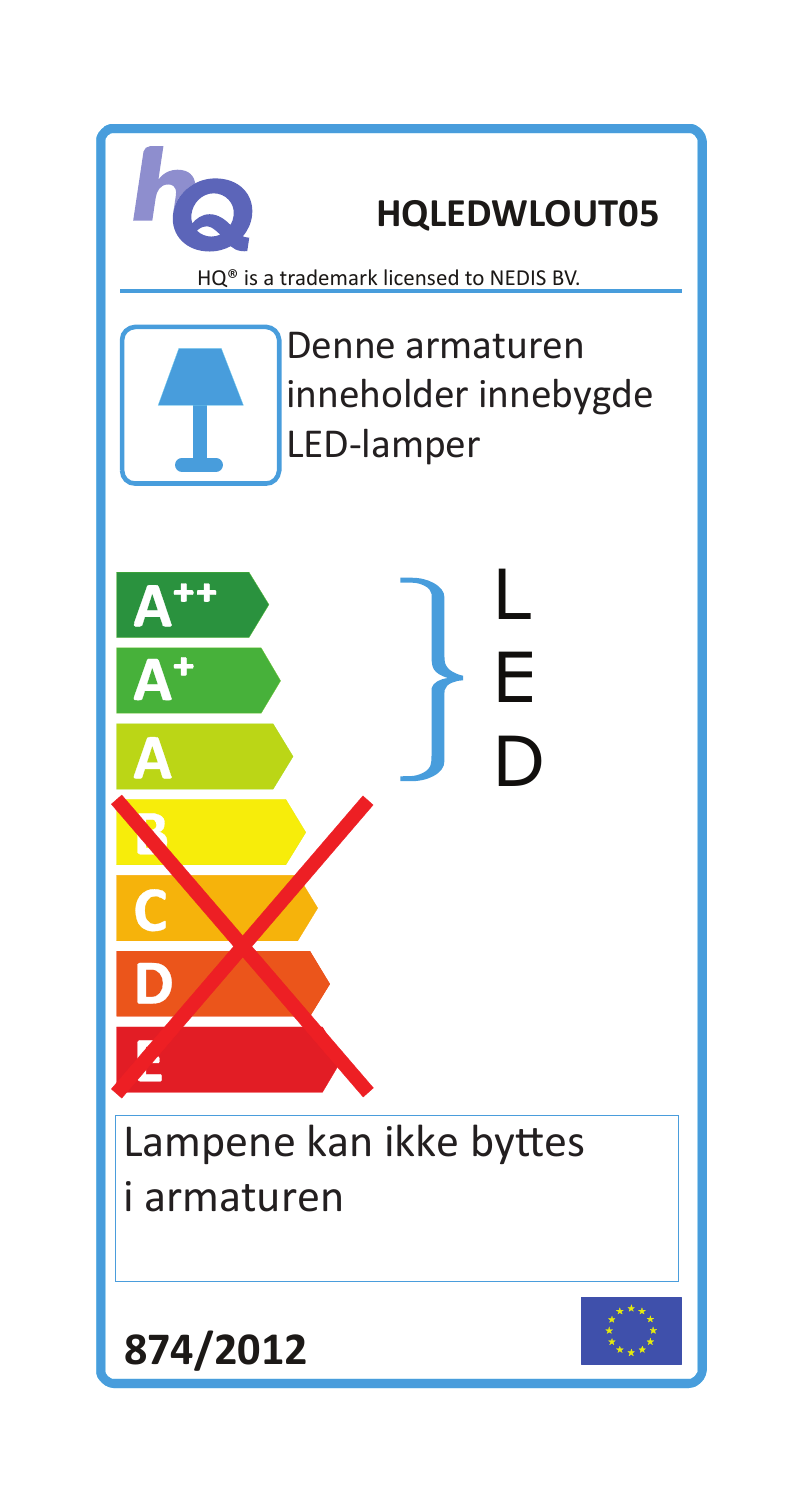**HQLEDWLOUT05**

HQ® is a trademark licensed to NEDIS BV.

Denne armaturen inneholder innebygde LED-lamper

A++
A+
A
B
C
D
E

LED

Lampene kan ikke byttes i armaturen

**874/2012**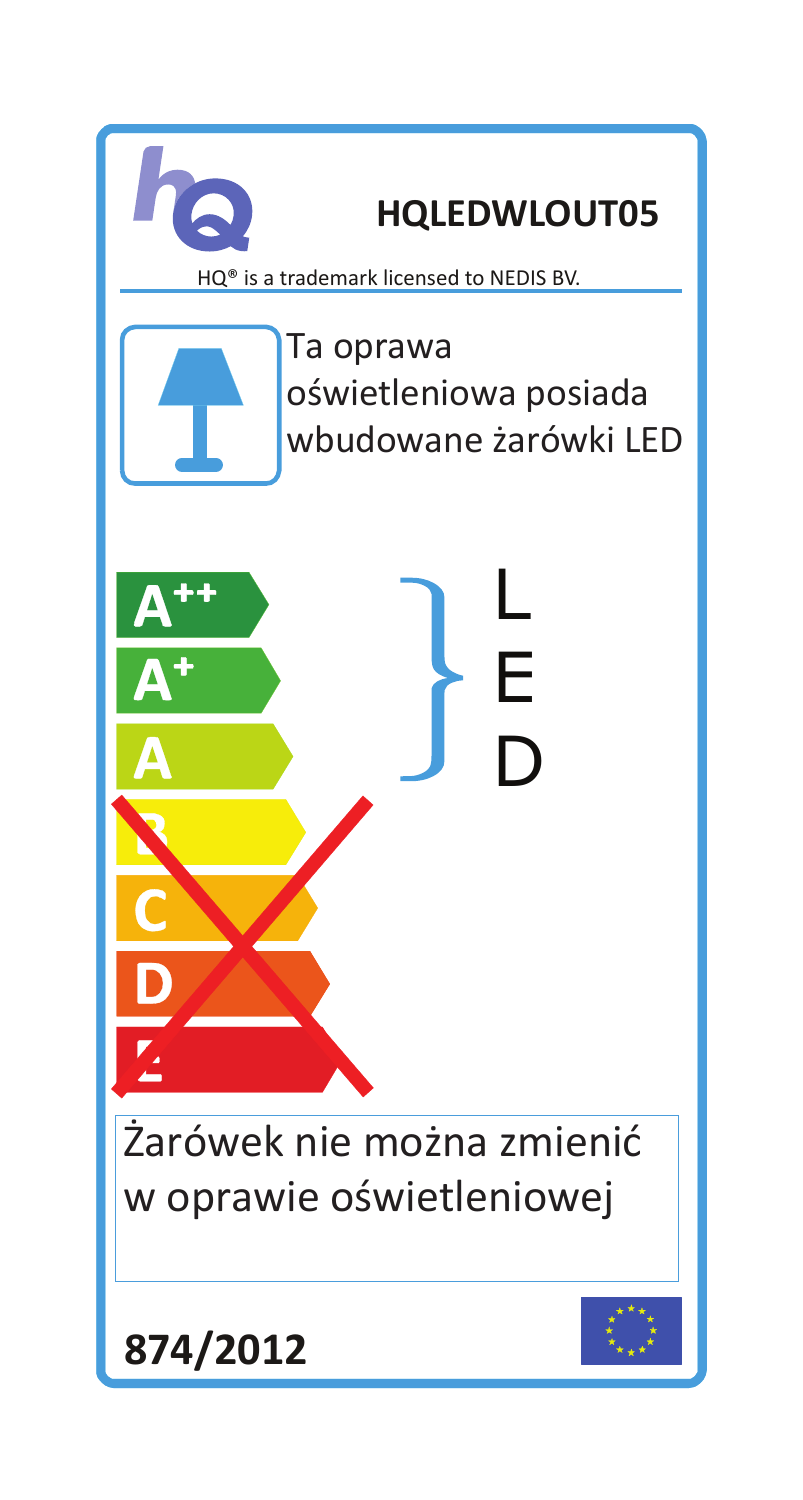# HQLEDWLOUT05

HQ® is a trademark licensed to NEDIS BV.

Ta oprawa oświetleniowa posiada wbudowane żarówki LED

A++
A+
A
B
C
D
E

LED

Żarówek nie można zmienić w oprawie oświetleniowej

**874/2012**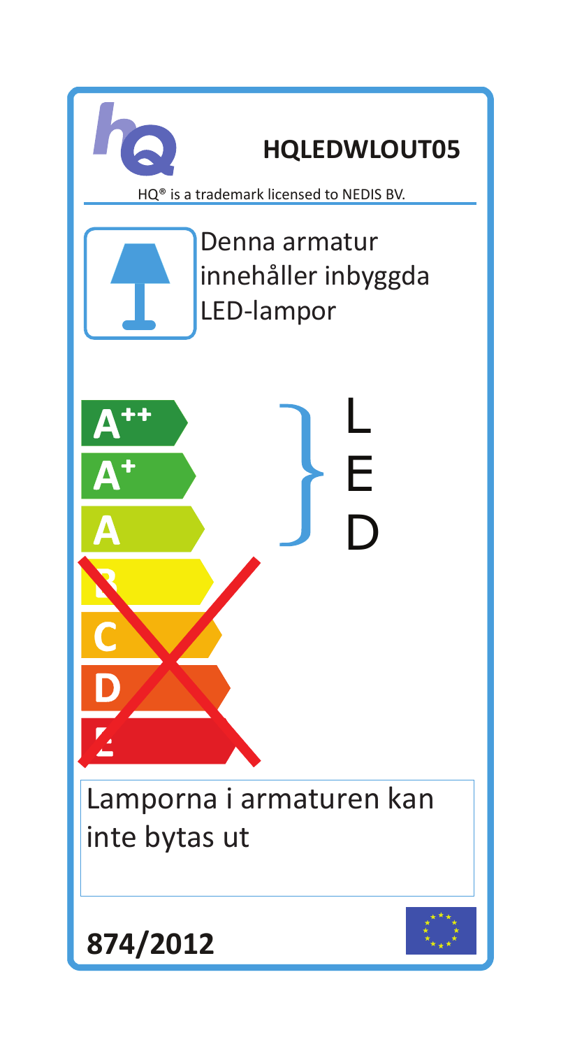**HQLEDWLOUT05**

HQ® is a trademark licensed to NEDIS BV.

Denna armatur innehåller inbyggda LED-lampor

A++

A+

A

B

C

D

E

LED

Lamporna i armaturen kan inte bytas ut

**874/2012**